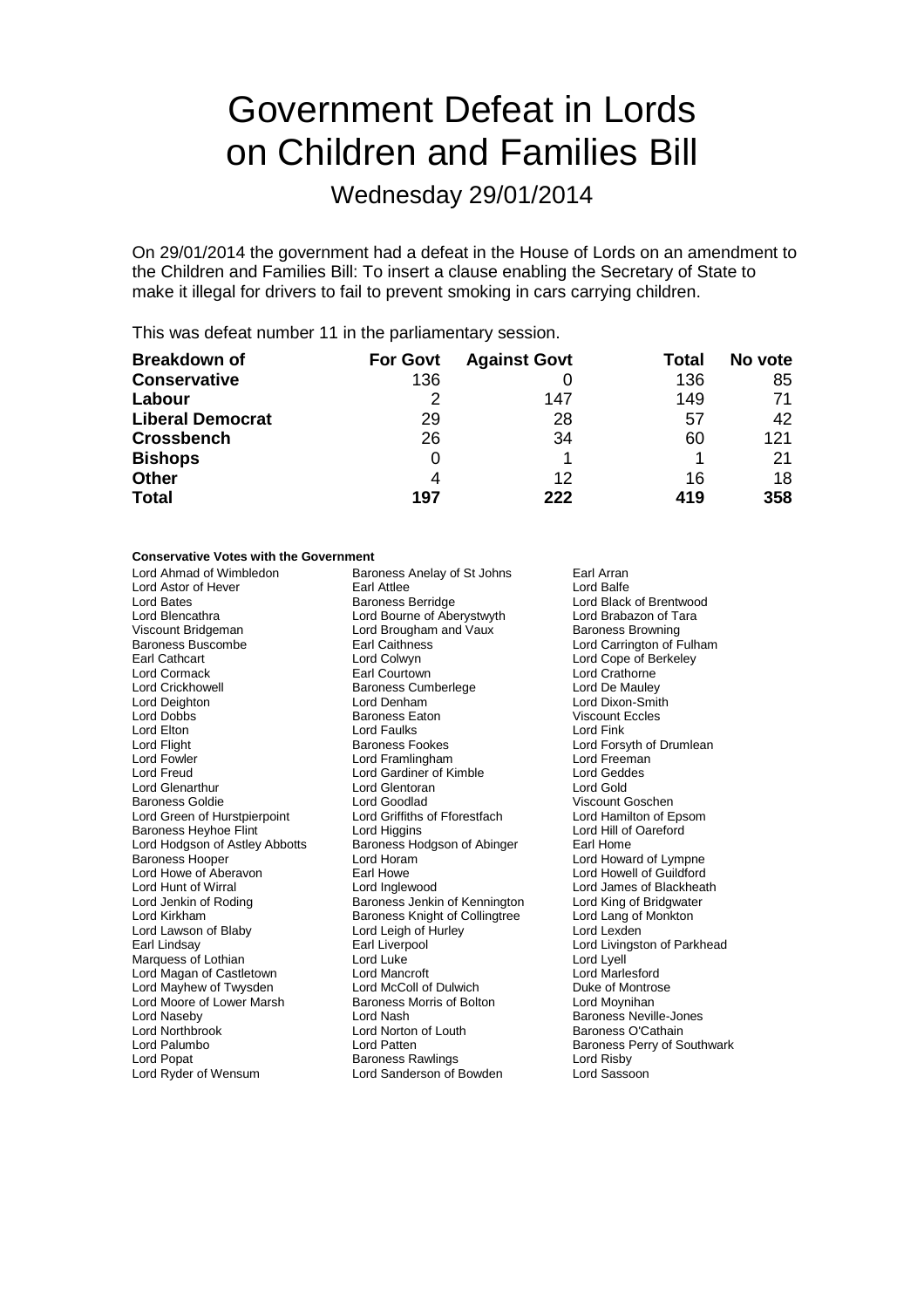# Government Defeat in Lords on Children and Families Bill

## Wednesday 29/01/2014

On 29/01/2014 the government had a defeat in the House of Lords on an amendment to the Children and Families Bill: To insert a clause enabling the Secretary of State to make it illegal for drivers to fail to prevent smoking in cars carrying children.

This was defeat number 11 in the parliamentary session.

| **Breakdown of** | **For Govt** | **Against Govt** | **Total** | **No vote** |
|---|---|---|---|---|
| **Conservative** | 136 | 0 | 136 | 85 |
| **Labour** | 2 | 147 | 149 | 71 |
| **Liberal Democrat** | 29 | 28 | 57 | 42 |
| **Crossbench** | 26 | 34 | 60 | 121 |
| **Bishops** | 0 | 1 | 1 | 21 |
| **Other** | 4 | 12 | 16 | 18 |
| **Total** | **197** | **222** | **419** | **358** |

**Conservative Votes with the Government**

Lord Ahmad of Wimbledon
Baroness Anelay of St Johns
Earl Arran
Lord Astor of Hever
Earl Attlee
Lord Balfe
Lord Bates
Baroness Berridge
Lord Black of Brentwood
Lord Blencathra
Lord Bourne of Aberystwyth
Lord Brabazon of Tara
Viscount Bridgeman
Lord Brougham and Vaux
Baroness Browning
Baroness Buscombe
Earl Caithness
Lord Carrington of Fulham
Earl Cathcart
Lord Colwyn
Lord Cope of Berkeley
Lord Cormack
Earl Courtown
Lord Crathorne
Lord Crickhowell
Baroness Cumberlege
Lord De Mauley
Lord Deighton
Lord Denham
Lord Dixon-Smith
Lord Dobbs
Baroness Eaton
Viscount Eccles
Lord Elton
Lord Faulks
Lord Fink
Lord Flight
Baroness Fookes
Lord Forsyth of Drumlean
Lord Fowler
Lord Framlingham
Lord Freeman
Lord Freud
Lord Gardiner of Kimble
Lord Geddes
Lord Glenarthur
Lord Glentoran
Lord Gold
Baroness Goldie
Lord Goodlad
Viscount Goschen
Lord Green of Hurstpierpoint
Lord Griffiths of Fforestfach
Lord Hamilton of Epsom
Baroness Heyhoe Flint
Lord Higgins
Lord Hill of Oareford
Lord Hodgson of Astley Abbotts
Baroness Hodgson of Abinger
Earl Home
Baroness Hooper
Lord Horam
Lord Howard of Lympne
Lord Howe of Aberavon
Earl Howe
Lord Howell of Guildford
Lord Hunt of Wirral
Lord Inglewood
Lord James of Blackheath
Lord Jenkin of Roding
Baroness Jenkin of Kennington
Lord King of Bridgwater
Lord Kirkham
Baroness Knight of Collingtree
Lord Lang of Monkton
Lord Lawson of Blaby
Lord Leigh of Hurley
Lord Lexden
Earl Lindsay
Earl Liverpool
Lord Livingston of Parkhead
Marquess of Lothian
Lord Luke
Lord Lyell
Lord Magan of Castletown
Lord Mancroft
Lord Marlesford
Lord Mayhew of Twysden
Lord McColl of Dulwich
Duke of Montrose
Lord Moore of Lower Marsh
Baroness Morris of Bolton
Lord Moynihan
Lord Naseby
Lord Nash
Baroness Neville-Jones
Lord Northbrook
Lord Norton of Louth
Baroness O'Cathain
Lord Palumbo
Lord Patten
Baroness Perry of Southwark
Lord Popat
Baroness Rawlings
Lord Risby
Lord Ryder of Wensum
Lord Sanderson of Bowden
Lord Sassoon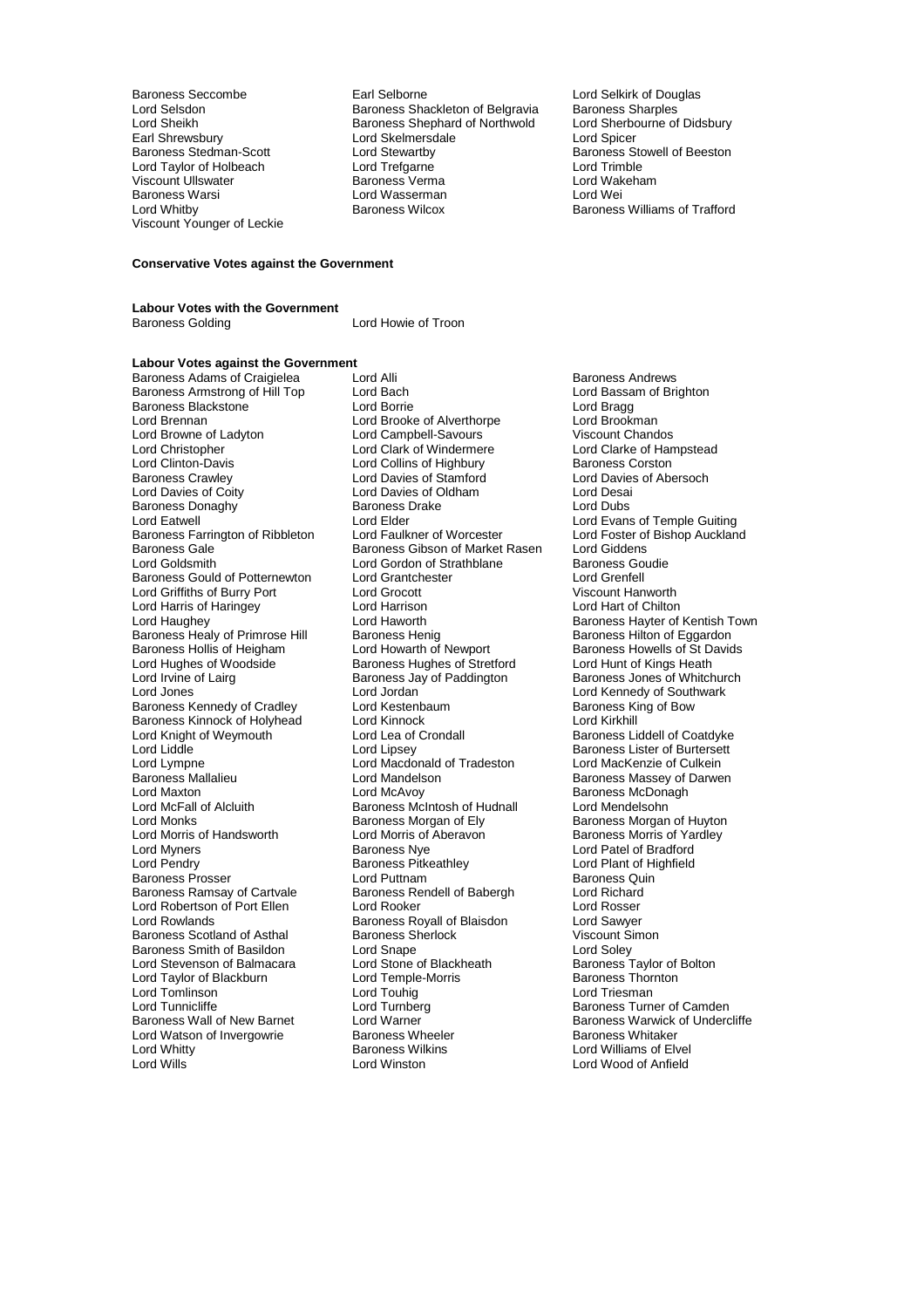Baroness Seccombe
Earl Selborne
Lord Selkirk of Douglas
Lord Selsdon
Baroness Shackleton of Belgravia
Baroness Sharples
Lord Sheikh
Baroness Shephard of Northwold
Lord Sherbourne of Didsbury
Earl Shrewsbury
Lord Skelmersdale
Lord Spicer
Baroness Stedman-Scott
Lord Stewartby
Baroness Stowell of Beeston
Lord Taylor of Holbeach
Lord Trefgarne
Lord Trimble
Viscount Ullswater
Baroness Verma
Lord Wakeham
Baroness Warsi
Lord Wasserman
Lord Wei
Lord Whitby
Baroness Wilcox
Baroness Williams of Trafford
Viscount Younger of Leckie

**Conservative Votes against the Government**

**Labour Votes with the Government**

Baroness Golding
Lord Howie of Troon

**Labour Votes against the Government**

Baroness Adams of Craigielea
Lord Alli
Baroness Andrews
Baroness Armstrong of Hill Top
Lord Bach
Lord Bassam of Brighton
Baroness Blackstone
Lord Borrie
Lord Bragg
Lord Brennan
Lord Brooke of Alverthorpe
Lord Brookman
Lord Browne of Ladyton
Lord Campbell-Savours
Viscount Chandos
Lord Christopher
Lord Clark of Windermere
Lord Clarke of Hampstead
Lord Clinton-Davis
Lord Collins of Highbury
Baroness Corston
Baroness Crawley
Lord Davies of Stamford
Lord Davies of Abersoch
Lord Davies of Coity
Lord Davies of Oldham
Lord Desai
Baroness Donaghy
Baroness Drake
Lord Dubs
Lord Eatwell
Lord Elder
Lord Evans of Temple Guiting
Baroness Farrington of Ribbleton
Lord Faulkner of Worcester
Lord Foster of Bishop Auckland
Baroness Gale
Baroness Gibson of Market Rasen
Lord Giddens
Lord Goldsmith
Lord Gordon of Strathblane
Baroness Goudie
Baroness Gould of Potternewton
Lord Grantchester
Lord Grenfell
Lord Griffiths of Burry Port
Lord Grocott
Viscount Hanworth
Lord Harris of Haringey
Lord Harrison
Lord Hart of Chilton
Lord Haughey
Lord Haworth
Baroness Hayter of Kentish Town
Baroness Healy of Primrose Hill
Baroness Henig
Baroness Hilton of Eggardon
Baroness Hollis of Heigham
Lord Howarth of Newport
Baroness Howells of St Davids
Lord Hughes of Woodside
Baroness Hughes of Stretford
Lord Hunt of Kings Heath
Lord Irvine of Lairg
Baroness Jay of Paddington
Baroness Jones of Whitchurch
Lord Jones
Lord Jordan
Lord Kennedy of Southwark
Baroness Kennedy of Cradley
Lord Kestenbaum
Baroness King of Bow
Baroness Kinnock of Holyhead
Lord Kinnock
Lord Kirkhill
Lord Knight of Weymouth
Lord Lea of Crondall
Baroness Liddell of Coatdyke
Lord Liddle
Lord Lipsey
Baroness Lister of Burtersett
Lord Lympne
Lord Macdonald of Tradeston
Lord MacKenzie of Culkein
Baroness Mallalieu
Lord Mandelson
Baroness Massey of Darwen
Lord Maxton
Lord McAvoy
Baroness McDonagh
Lord McFall of Alcluith
Baroness McIntosh of Hudnall
Lord Mendelsohn
Lord Monks
Baroness Morgan of Ely
Baroness Morgan of Huyton
Lord Morris of Handsworth
Lord Morris of Aberavon
Baroness Morris of Yardley
Lord Myners
Baroness Nye
Lord Patel of Bradford
Lord Pendry
Baroness Pitkeathley
Lord Plant of Highfield
Baroness Prosser
Lord Puttnam
Baroness Quin
Baroness Ramsay of Cartvale
Baroness Rendell of Babergh
Lord Richard
Lord Robertson of Port Ellen
Lord Rooker
Lord Rosser
Lord Rowlands
Baroness Royall of Blaisdon
Lord Sawyer
Baroness Scotland of Asthal
Baroness Sherlock
Viscount Simon
Baroness Smith of Basildon
Lord Snape
Lord Soley
Lord Stevenson of Balmacara
Lord Stone of Blackheath
Baroness Taylor of Bolton
Lord Taylor of Blackburn
Lord Temple-Morris
Baroness Thornton
Lord Tomlinson
Lord Touhig
Lord Triesman
Lord Tunnicliffe
Lord Turnberg
Baroness Turner of Camden
Baroness Wall of New Barnet
Lord Warner
Baroness Warwick of Undercliffe
Lord Watson of Invergowrie
Baroness Wheeler
Baroness Whitaker
Lord Whitty
Baroness Wilkins
Lord Williams of Elvel
Lord Wills
Lord Winston
Lord Wood of Anfield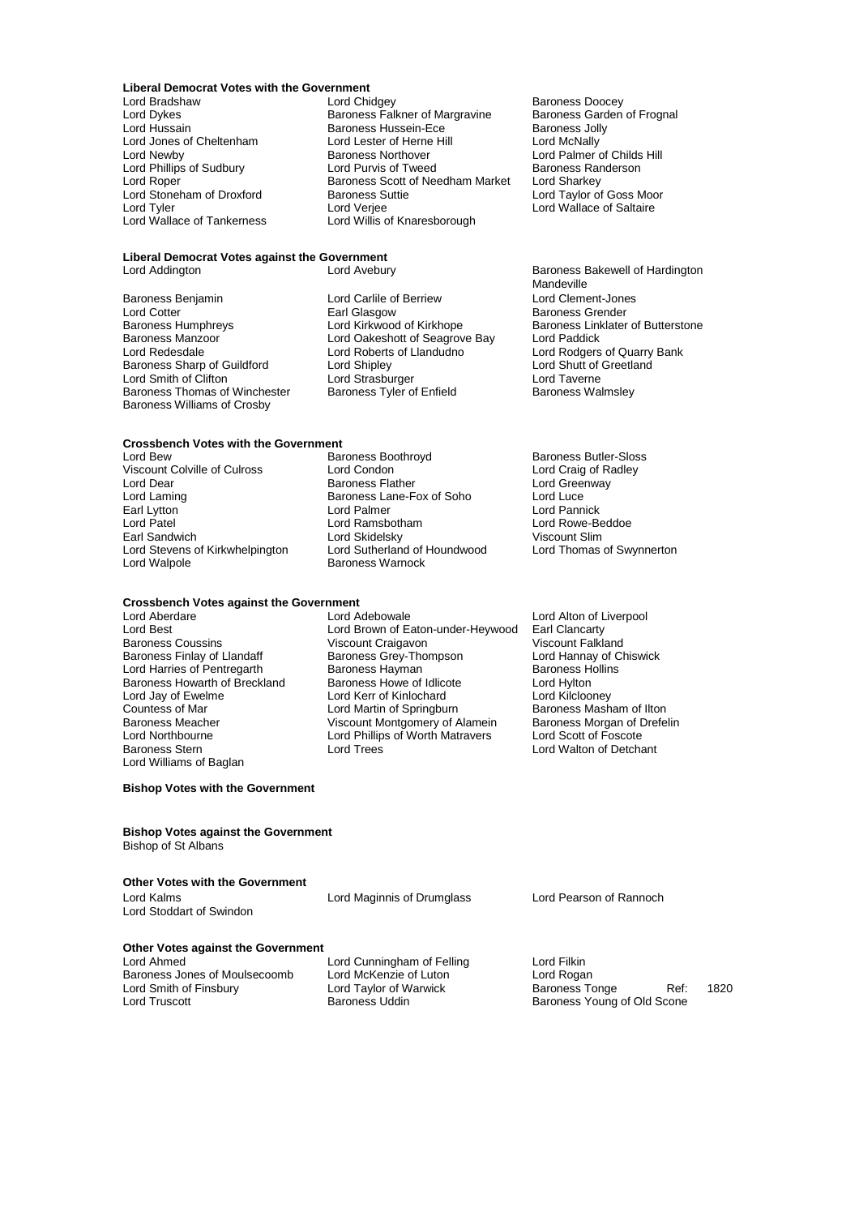**Liberal Democrat Votes with the Government**

Lord Bradshaw
Lord Chidgey
Baroness Doocey
Lord Dykes
Baroness Falkner of Margravine
Baroness Garden of Frognal
Lord Hussain
Baroness Hussein-Ece
Baroness Jolly
Lord Jones of Cheltenham
Lord Lester of Herne Hill
Lord McNally
Lord Newby
Baroness Northover
Lord Palmer of Childs Hill
Lord Phillips of Sudbury
Lord Purvis of Tweed
Baroness Randerson
Lord Roper
Baroness Scott of Needham Market
Lord Sharkey
Lord Stoneham of Droxford
Baroness Suttie
Lord Taylor of Goss Moor
Lord Tyler
Lord Verjee
Lord Wallace of Saltaire
Lord Wallace of Tankerness
Lord Willis of Knaresborough

**Liberal Democrat Votes against the Government**

Lord Addington
Lord Avebury
Baroness Bakewell of Hardington Mandeville
Baroness Benjamin
Lord Carlile of Berriew
Lord Clement-Jones
Lord Cotter
Earl Glasgow
Baroness Grender
Baroness Humphreys
Lord Kirkwood of Kirkhope
Baroness Linklater of Butterstone
Baroness Manzoor
Lord Oakeshott of Seagrove Bay
Lord Paddick
Lord Redesdale
Lord Roberts of Llandudno
Lord Rodgers of Quarry Bank
Baroness Sharp of Guildford
Lord Shipley
Lord Shutt of Greetland
Lord Smith of Clifton
Lord Strasburger
Lord Taverne
Baroness Thomas of Winchester
Baroness Tyler of Enfield
Baroness Walmsley
Baroness Williams of Crosby

**Crossbench Votes with the Government**

Lord Bew
Baroness Boothroyd
Baroness Butler-Sloss
Viscount Colville of Culross
Lord Condon
Lord Craig of Radley
Lord Dear
Baroness Flather
Lord Greenway
Lord Laming
Baroness Lane-Fox of Soho
Lord Luce
Earl Lytton
Lord Palmer
Lord Pannick
Lord Patel
Lord Ramsbotham
Lord Rowe-Beddoe
Earl Sandwich
Lord Skidelsky
Viscount Slim
Lord Stevens of Kirkwhelpington
Lord Sutherland of Houndwood
Lord Thomas of Swynnerton
Lord Walpole
Baroness Warnock

**Crossbench Votes against the Government**

Lord Aberdare
Lord Adebowale
Lord Alton of Liverpool
Lord Best
Lord Brown of Eaton-under-Heywood
Earl Clancarty
Baroness Coussins
Viscount Craigavon
Viscount Falkland
Baroness Finlay of Llandaff
Baroness Grey-Thompson
Lord Hannay of Chiswick
Lord Harries of Pentregarth
Baroness Hayman
Baroness Hollins
Baroness Howarth of Breckland
Baroness Howe of Idlicote
Lord Hylton
Lord Jay of Ewelme
Lord Kerr of Kinlochard
Lord Kilclooney
Countess of Mar
Lord Martin of Springburn
Baroness Masham of Ilton
Baroness Meacher
Viscount Montgomery of Alamein
Baroness Morgan of Drefelin
Lord Northbourne
Lord Phillips of Worth Matravers
Lord Scott of Foscote
Baroness Stern
Lord Trees
Lord Walton of Detchant
Lord Williams of Baglan

**Bishop Votes with the Government**

**Bishop Votes against the Government**

Bishop of St Albans

**Other Votes with the Government**

Lord Kalms
Lord Maginnis of Drumglass
Lord Pearson of Rannoch
Lord Stoddart of Swindon

**Other Votes against the Government**

Lord Ahmed
Lord Cunningham of Felling
Lord Filkin
Baroness Jones of Moulsecoomb
Lord McKenzie of Luton
Lord Rogan
Lord Smith of Finsbury
Lord Taylor of Warwick
Baroness Tonge
Lord Truscott
Baroness Uddin
Baroness Young of Old Scone

Ref: 1820